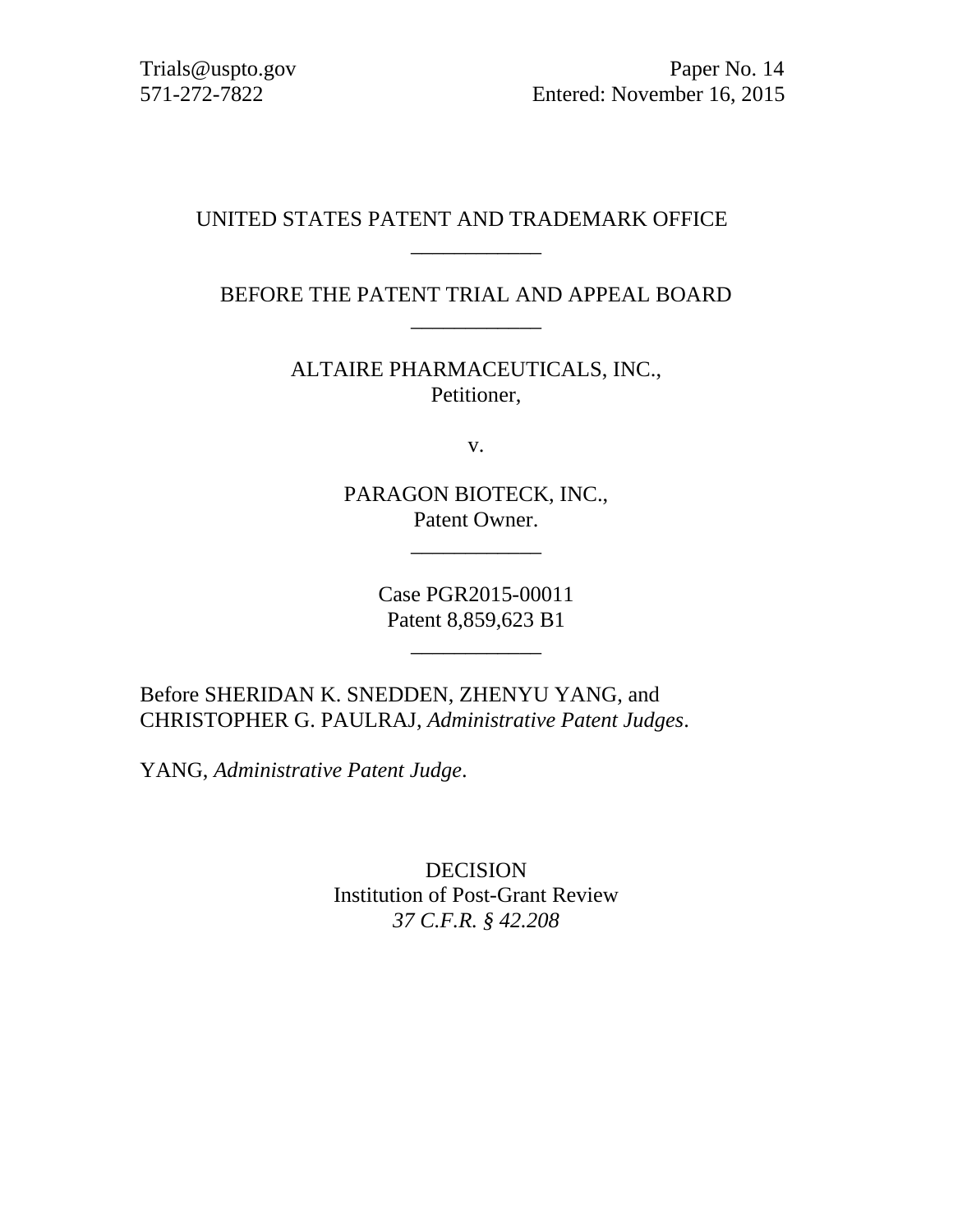Trials@uspto.gov
571-272-7822

Paper No. 14
Entered: November 16, 2015

UNITED STATES PATENT AND TRADEMARK OFFICE

---

BEFORE THE PATENT TRIAL AND APPEAL BOARD

---

ALTAIRE PHARMACEUTICALS, INC.,
Petitioner,

v.

PARAGON BIOTECK, INC.,
Patent Owner.

---

Case PGR2015-00011
Patent 8,859,623 B1

---

Before SHERIDAN K. SNEDDEN, ZHENYU YANG, and CHRISTOPHER G. PAULRAJ, *Administrative Patent Judges*.

YANG, *Administrative Patent Judge*.

DECISION
Institution of Post-Grant Review
*37 C.F.R. § 42.208*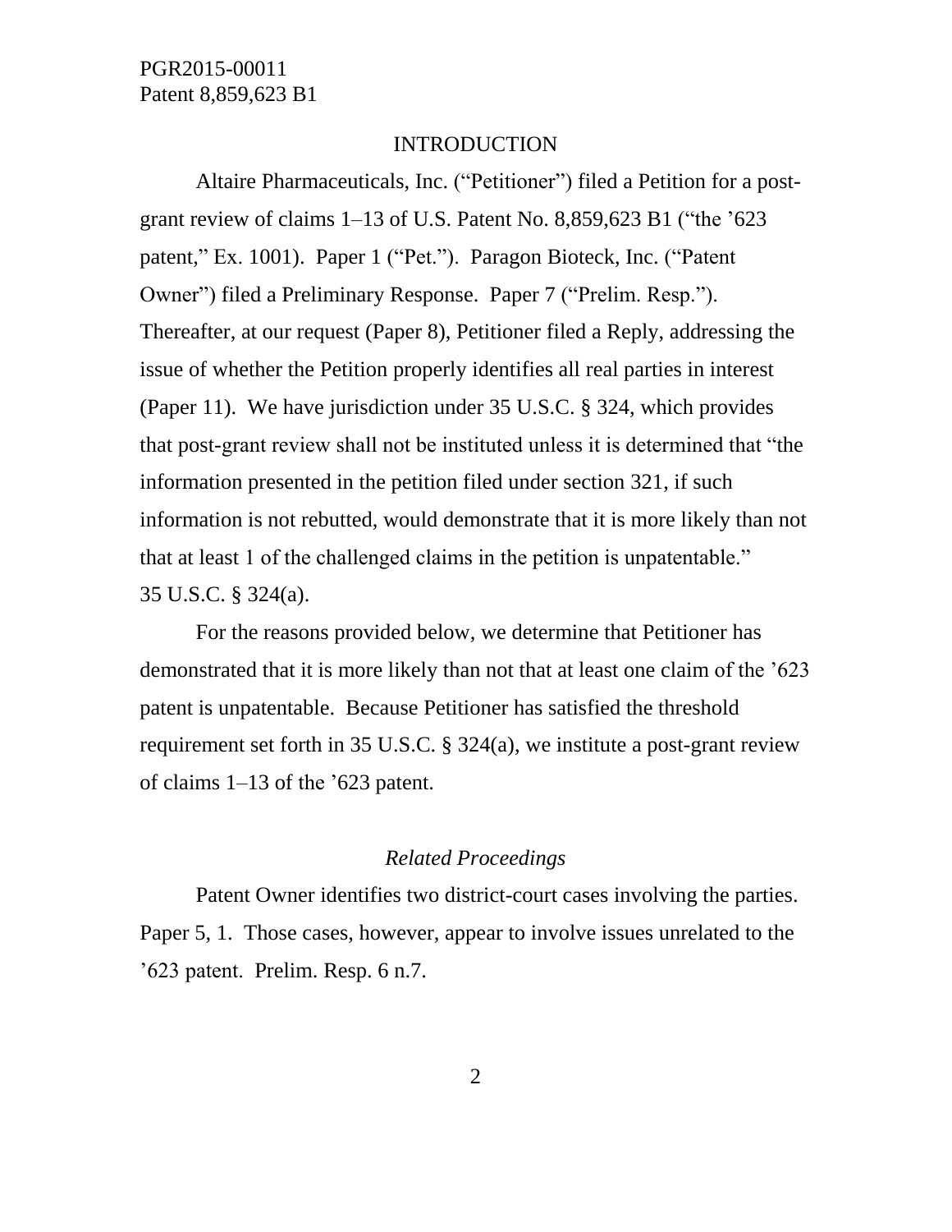## INTRODUCTION

Altaire Pharmaceuticals, Inc. ("Petitioner") filed a Petition for a post-grant review of claims 1–13 of U.S. Patent No. 8,859,623 B1 ("the '623 patent," Ex. 1001). Paper 1 ("Pet."). Paragon Bioteck, Inc. ("Patent Owner") filed a Preliminary Response. Paper 7 ("Prelim. Resp."). Thereafter, at our request (Paper 8), Petitioner filed a Reply, addressing the issue of whether the Petition properly identifies all real parties in interest (Paper 11). We have jurisdiction under 35 U.S.C. § 324, which provides that post-grant review shall not be instituted unless it is determined that "the information presented in the petition filed under section 321, if such information is not rebutted, would demonstrate that it is more likely than not that at least 1 of the challenged claims in the petition is unpatentable." 35 U.S.C. § 324(a).

For the reasons provided below, we determine that Petitioner has demonstrated that it is more likely than not that at least one claim of the '623 patent is unpatentable. Because Petitioner has satisfied the threshold requirement set forth in 35 U.S.C. § 324(a), we institute a post-grant review of claims 1–13 of the '623 patent.

### *Related Proceedings*

Patent Owner identifies two district-court cases involving the parties. Paper 5, 1. Those cases, however, appear to involve issues unrelated to the '623 patent. Prelim. Resp. 6 n.7.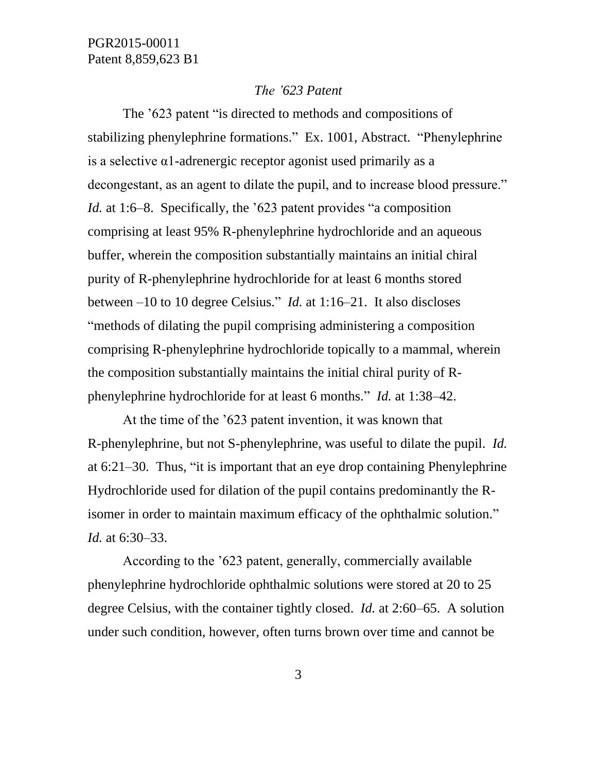*The ’623 Patent*

The ’623 patent “is directed to methods and compositions of stabilizing phenylephrine formations.” Ex. 1001, Abstract. “Phenylephrine is a selective α1-adrenergic receptor agonist used primarily as a decongestant, as an agent to dilate the pupil, and to increase blood pressure.” *Id.* at 1:6–8. Specifically, the ’623 patent provides “a composition comprising at least 95% R-phenylephrine hydrochloride and an aqueous buffer, wherein the composition substantially maintains an initial chiral purity of R-phenylephrine hydrochloride for at least 6 months stored between –10 to 10 degree Celsius.” *Id.* at 1:16–21. It also discloses “methods of dilating the pupil comprising administering a composition comprising R-phenylephrine hydrochloride topically to a mammal, wherein the composition substantially maintains the initial chiral purity of R-phenylephrine hydrochloride for at least 6 months.” *Id.* at 1:38–42.

At the time of the ’623 patent invention, it was known that R-phenylephrine, but not S-phenylephrine, was useful to dilate the pupil. *Id.* at 6:21–30. Thus, “it is important that an eye drop containing Phenylephrine Hydrochloride used for dilation of the pupil contains predominantly the R-isomer in order to maintain maximum efficacy of the ophthalmic solution.” *Id.* at 6:30–33.

According to the ’623 patent, generally, commercially available phenylephrine hydrochloride ophthalmic solutions were stored at 20 to 25 degree Celsius, with the container tightly closed. *Id.* at 2:60–65. A solution under such condition, however, often turns brown over time and cannot be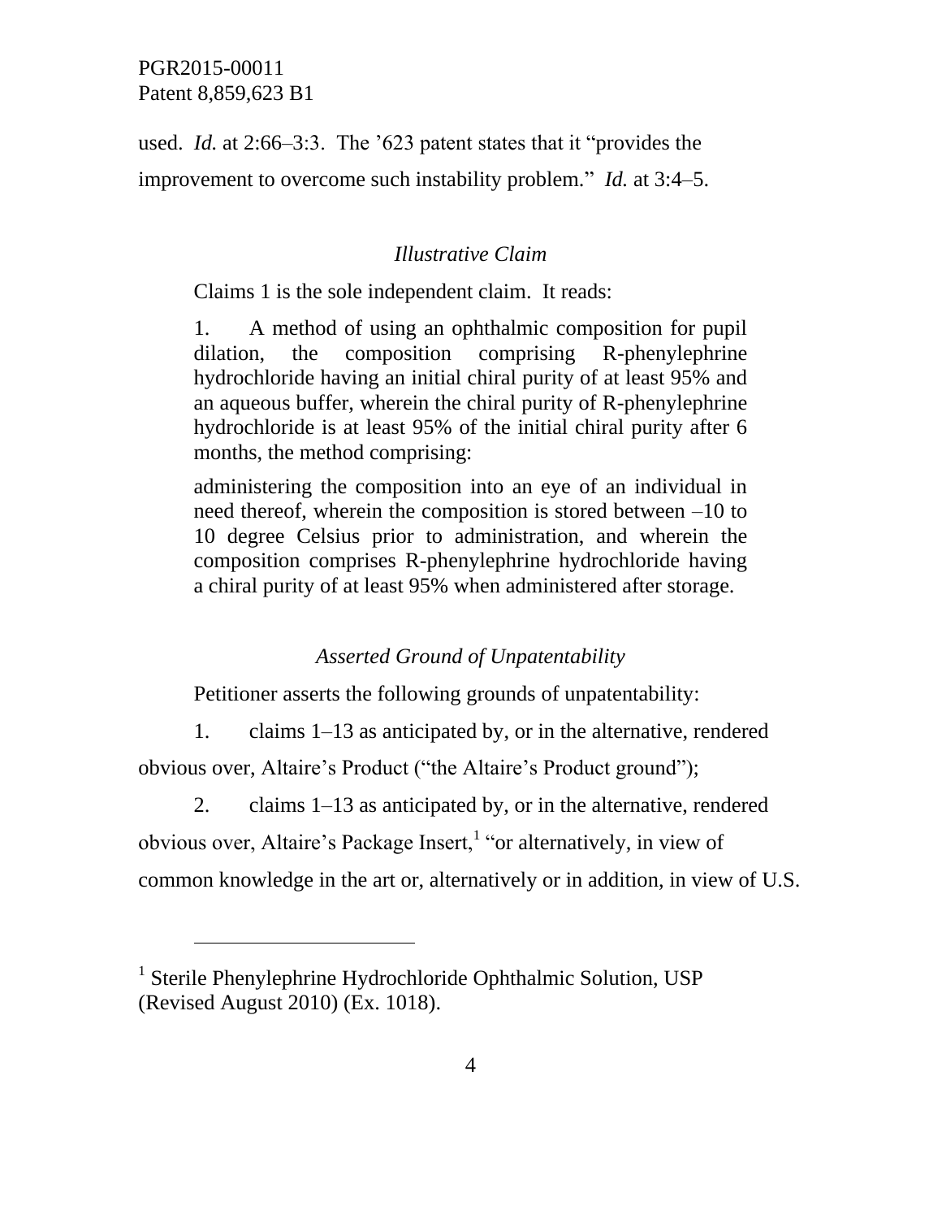used. *Id.* at 2:66–3:3. The '623 patent states that it "provides the improvement to overcome such instability problem." *Id.* at 3:4–5.

### *Illustrative Claim*

Claims 1 is the sole independent claim. It reads:

> 1. A method of using an ophthalmic composition for pupil dilation, the composition comprising R-phenylephrine hydrochloride having an initial chiral purity of at least 95% and an aqueous buffer, wherein the chiral purity of R-phenylephrine hydrochloride is at least 95% of the initial chiral purity after 6 months, the method comprising:
>
> administering the composition into an eye of an individual in need thereof, wherein the composition is stored between –10 to 10 degree Celsius prior to administration, and wherein the composition comprises R-phenylephrine hydrochloride having a chiral purity of at least 95% when administered after storage.

### *Asserted Ground of Unpatentability*

Petitioner asserts the following grounds of unpatentability:

1. claims 1–13 as anticipated by, or in the alternative, rendered obvious over, Altaire's Product ("the Altaire's Product ground");

2. claims 1–13 as anticipated by, or in the alternative, rendered obvious over, Altaire's Package Insert,[1] "or alternatively, in view of common knowledge in the art or, alternatively or in addition, in view of U.S.

---

[1] Sterile Phenylephrine Hydrochloride Ophthalmic Solution, USP (Revised August 2010) (Ex. 1018).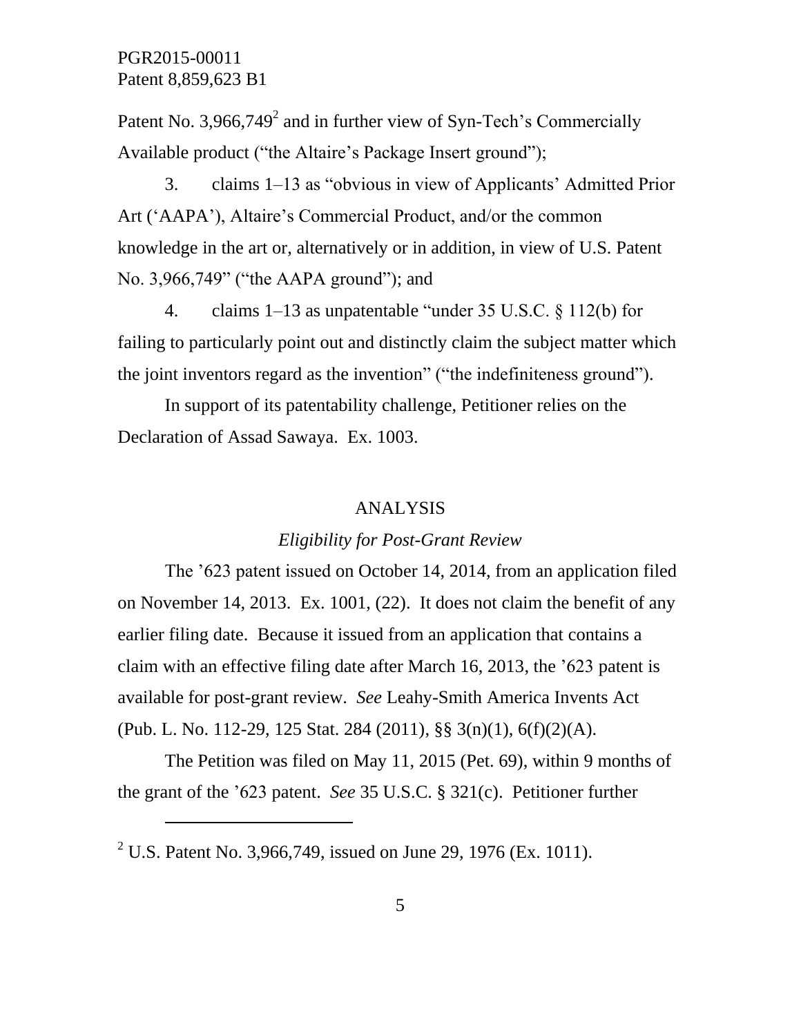Patent No. 3,966,749[2] and in further view of Syn-Tech's Commercially Available product ("the Altaire's Package Insert ground");

3. claims 1–13 as "obvious in view of Applicants' Admitted Prior Art ('AAPA'), Altaire's Commercial Product, and/or the common knowledge in the art or, alternatively or in addition, in view of U.S. Patent No. 3,966,749" ("the AAPA ground"); and

4. claims 1–13 as unpatentable "under 35 U.S.C. § 112(b) for failing to particularly point out and distinctly claim the subject matter which the joint inventors regard as the invention" ("the indefiniteness ground").

In support of its patentability challenge, Petitioner relies on the Declaration of Assad Sawaya. Ex. 1003.

## ANALYSIS

### *Eligibility for Post-Grant Review*

The '623 patent issued on October 14, 2014, from an application filed on November 14, 2013. Ex. 1001, (22). It does not claim the benefit of any earlier filing date. Because it issued from an application that contains a claim with an effective filing date after March 16, 2013, the '623 patent is available for post-grant review. *See* Leahy-Smith America Invents Act (Pub. L. No. 112-29, 125 Stat. 284 (2011), §§ 3(n)(1), 6(f)(2)(A).

The Petition was filed on May 11, 2015 (Pet. 69), within 9 months of the grant of the '623 patent. *See* 35 U.S.C. § 321(c). Petitioner further

---

[2] U.S. Patent No. 3,966,749, issued on June 29, 1976 (Ex. 1011).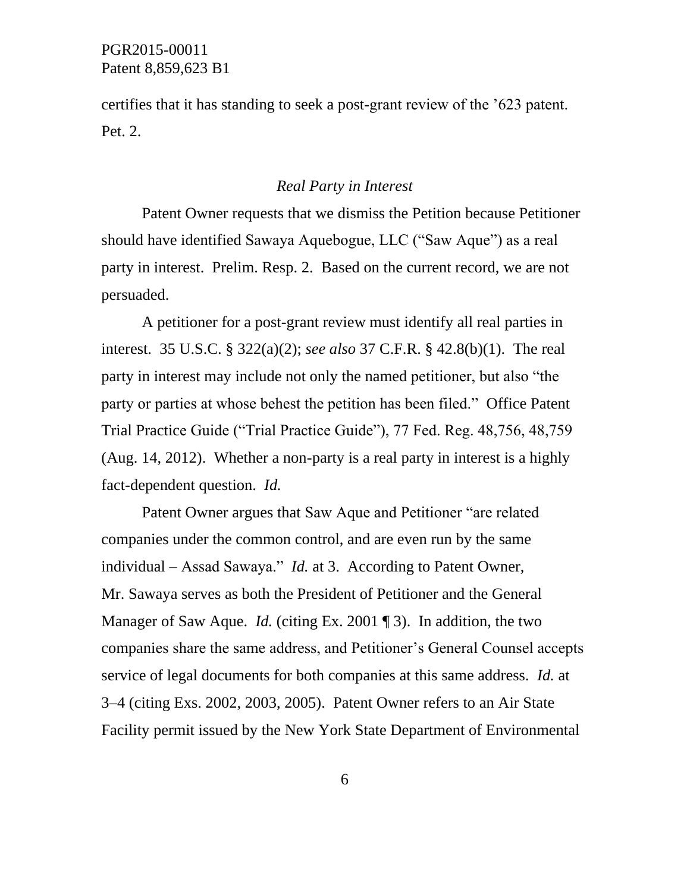certifies that it has standing to seek a post-grant review of the '623 patent. Pet. 2.

*Real Party in Interest*

Patent Owner requests that we dismiss the Petition because Petitioner should have identified Sawaya Aquebogue, LLC ("Saw Aque") as a real party in interest. Prelim. Resp. 2. Based on the current record, we are not persuaded.

A petitioner for a post-grant review must identify all real parties in interest. 35 U.S.C. § 322(a)(2); *see also* 37 C.F.R. § 42.8(b)(1). The real party in interest may include not only the named petitioner, but also "the party or parties at whose behest the petition has been filed." Office Patent Trial Practice Guide ("Trial Practice Guide"), 77 Fed. Reg. 48,756, 48,759 (Aug. 14, 2012). Whether a non-party is a real party in interest is a highly fact-dependent question. *Id.*

Patent Owner argues that Saw Aque and Petitioner "are related companies under the common control, and are even run by the same individual – Assad Sawaya." *Id.* at 3. According to Patent Owner, Mr. Sawaya serves as both the President of Petitioner and the General Manager of Saw Aque. *Id.* (citing Ex. 2001 ¶ 3). In addition, the two companies share the same address, and Petitioner's General Counsel accepts service of legal documents for both companies at this same address. *Id.* at 3–4 (citing Exs. 2002, 2003, 2005). Patent Owner refers to an Air State Facility permit issued by the New York State Department of Environmental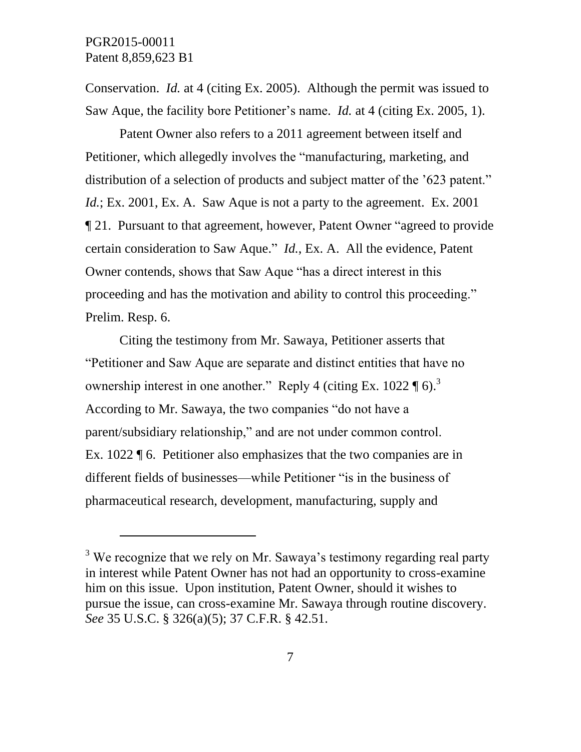Conservation. *Id.* at 4 (citing Ex. 2005). Although the permit was issued to Saw Aque, the facility bore Petitioner's name. *Id.* at 4 (citing Ex. 2005, 1).

Patent Owner also refers to a 2011 agreement between itself and Petitioner, which allegedly involves the "manufacturing, marketing, and distribution of a selection of products and subject matter of the '623 patent." *Id.*; Ex. 2001, Ex. A. Saw Aque is not a party to the agreement. Ex. 2001 ¶ 21. Pursuant to that agreement, however, Patent Owner "agreed to provide certain consideration to Saw Aque." *Id.*, Ex. A. All the evidence, Patent Owner contends, shows that Saw Aque "has a direct interest in this proceeding and has the motivation and ability to control this proceeding." Prelim. Resp. 6.

Citing the testimony from Mr. Sawaya, Petitioner asserts that "Petitioner and Saw Aque are separate and distinct entities that have no ownership interest in one another." Reply 4 (citing Ex. 1022 ¶ 6).[3] According to Mr. Sawaya, the two companies "do not have a parent/subsidiary relationship," and are not under common control. Ex. 1022 ¶ 6. Petitioner also emphasizes that the two companies are in different fields of businesses—while Petitioner "is in the business of pharmaceutical research, development, manufacturing, supply and

---

[3] We recognize that we rely on Mr. Sawaya's testimony regarding real party in interest while Patent Owner has not had an opportunity to cross-examine him on this issue. Upon institution, Patent Owner, should it wishes to pursue the issue, can cross-examine Mr. Sawaya through routine discovery. *See* 35 U.S.C. § 326(a)(5); 37 C.F.R. § 42.51.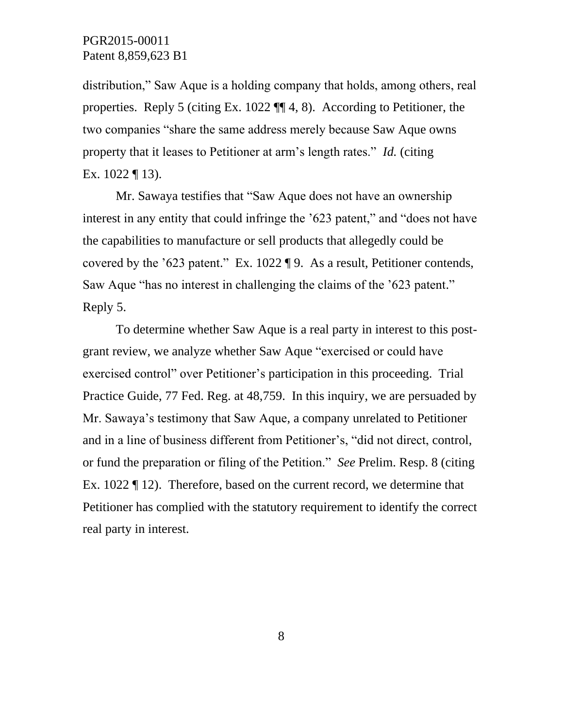distribution," Saw Aque is a holding company that holds, among others, real properties. Reply 5 (citing Ex. 1022 ¶¶ 4, 8). According to Petitioner, the two companies "share the same address merely because Saw Aque owns property that it leases to Petitioner at arm's length rates." *Id.* (citing Ex. 1022 ¶ 13).

Mr. Sawaya testifies that "Saw Aque does not have an ownership interest in any entity that could infringe the '623 patent," and "does not have the capabilities to manufacture or sell products that allegedly could be covered by the '623 patent." Ex. 1022 ¶ 9. As a result, Petitioner contends, Saw Aque "has no interest in challenging the claims of the '623 patent." Reply 5.

To determine whether Saw Aque is a real party in interest to this post-grant review, we analyze whether Saw Aque "exercised or could have exercised control" over Petitioner's participation in this proceeding. Trial Practice Guide, 77 Fed. Reg. at 48,759. In this inquiry, we are persuaded by Mr. Sawaya's testimony that Saw Aque, a company unrelated to Petitioner and in a line of business different from Petitioner's, "did not direct, control, or fund the preparation or filing of the Petition." *See* Prelim. Resp. 8 (citing Ex. 1022 ¶ 12). Therefore, based on the current record, we determine that Petitioner has complied with the statutory requirement to identify the correct real party in interest.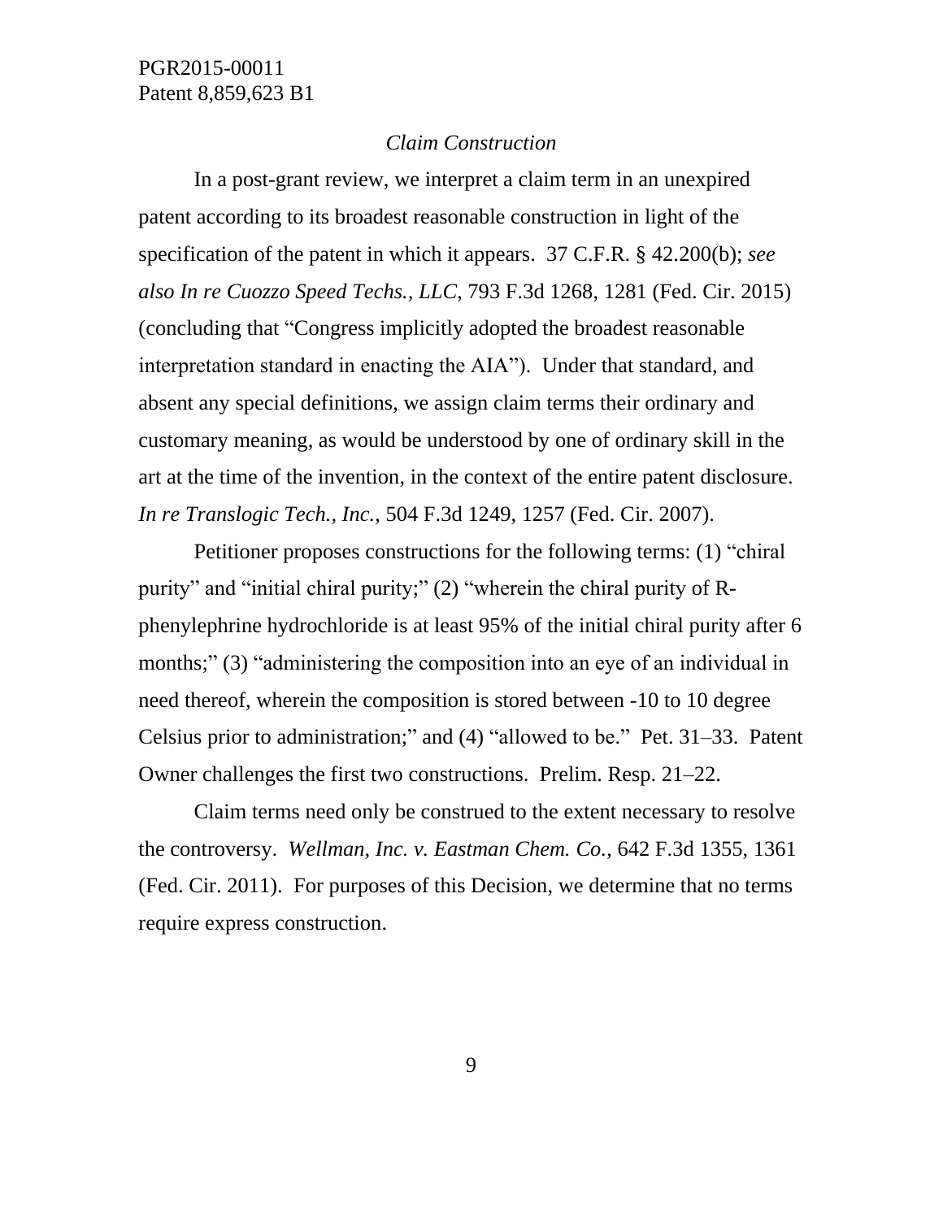*Claim Construction*

In a post-grant review, we interpret a claim term in an unexpired patent according to its broadest reasonable construction in light of the specification of the patent in which it appears. 37 C.F.R. § 42.200(b); *see also In re Cuozzo Speed Techs., LLC*, 793 F.3d 1268, 1281 (Fed. Cir. 2015) (concluding that "Congress implicitly adopted the broadest reasonable interpretation standard in enacting the AIA"). Under that standard, and absent any special definitions, we assign claim terms their ordinary and customary meaning, as would be understood by one of ordinary skill in the art at the time of the invention, in the context of the entire patent disclosure. *In re Translogic Tech., Inc.*, 504 F.3d 1249, 1257 (Fed. Cir. 2007).

Petitioner proposes constructions for the following terms: (1) "chiral purity" and "initial chiral purity;" (2) "wherein the chiral purity of R-phenylephrine hydrochloride is at least 95% of the initial chiral purity after 6 months;" (3) "administering the composition into an eye of an individual in need thereof, wherein the composition is stored between -10 to 10 degree Celsius prior to administration;" and (4) "allowed to be." Pet. 31–33. Patent Owner challenges the first two constructions. Prelim. Resp. 21–22.

Claim terms need only be construed to the extent necessary to resolve the controversy. *Wellman, Inc. v. Eastman Chem. Co.*, 642 F.3d 1355, 1361 (Fed. Cir. 2011). For purposes of this Decision, we determine that no terms require express construction.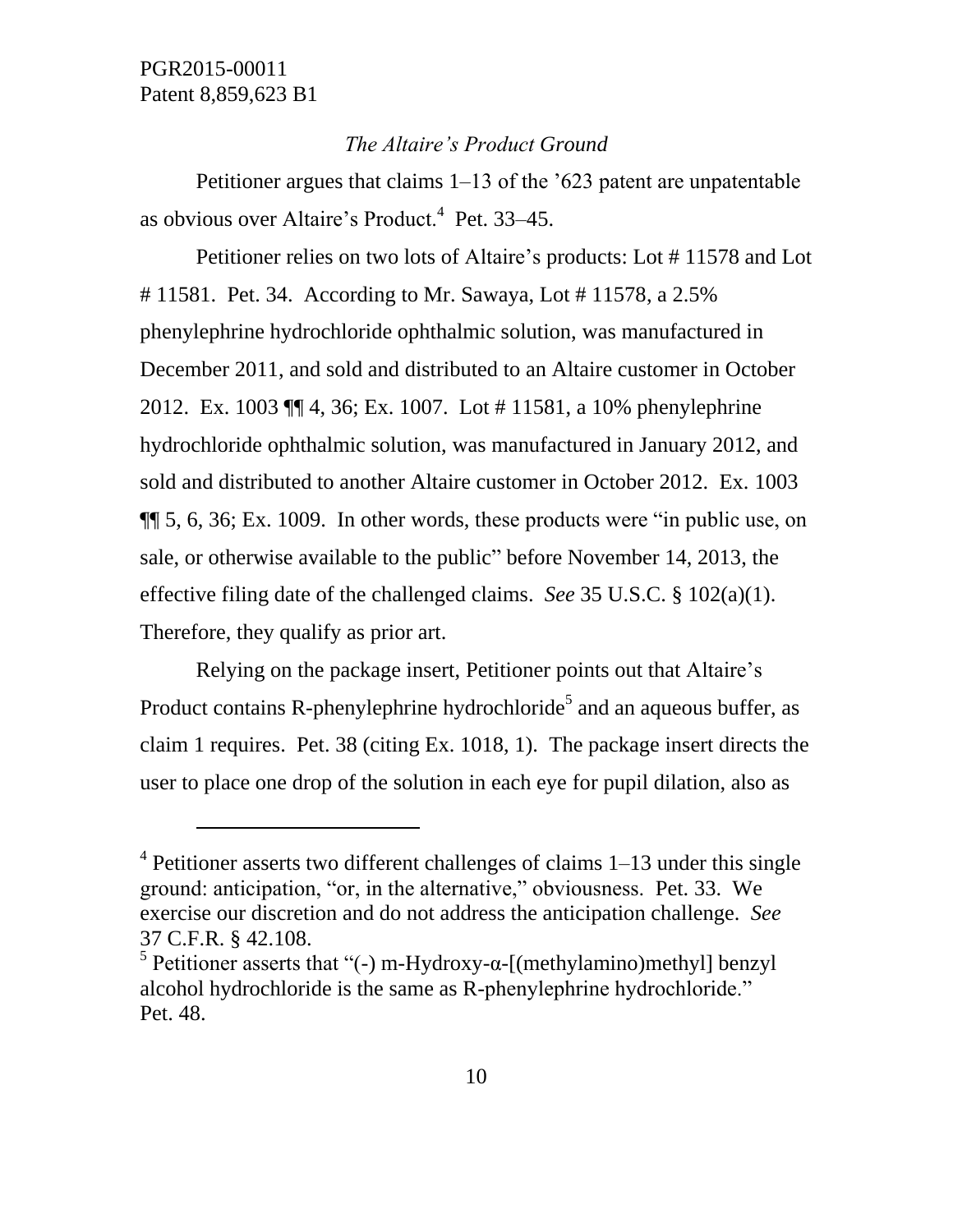*The Altaire's Product Ground*

Petitioner argues that claims 1–13 of the '623 patent are unpatentable as obvious over Altaire's Product.[4] Pet. 33–45.

Petitioner relies on two lots of Altaire's products: Lot # 11578 and Lot # 11581. Pet. 34. According to Mr. Sawaya, Lot # 11578, a 2.5% phenylephrine hydrochloride ophthalmic solution, was manufactured in December 2011, and sold and distributed to an Altaire customer in October 2012. Ex. 1003 ¶¶ 4, 36; Ex. 1007. Lot # 11581, a 10% phenylephrine hydrochloride ophthalmic solution, was manufactured in January 2012, and sold and distributed to another Altaire customer in October 2012. Ex. 1003 ¶¶ 5, 6, 36; Ex. 1009. In other words, these products were "in public use, on sale, or otherwise available to the public" before November 14, 2013, the effective filing date of the challenged claims. *See* 35 U.S.C. § 102(a)(1). Therefore, they qualify as prior art.

Relying on the package insert, Petitioner points out that Altaire's Product contains R-phenylephrine hydrochloride[5] and an aqueous buffer, as claim 1 requires. Pet. 38 (citing Ex. 1018, 1). The package insert directs the user to place one drop of the solution in each eye for pupil dilation, also as

---

[4] Petitioner asserts two different challenges of claims 1–13 under this single ground: anticipation, "or, in the alternative," obviousness. Pet. 33. We exercise our discretion and do not address the anticipation challenge. *See* 37 C.F.R. § 42.108.

[5] Petitioner asserts that "(-) m-Hydroxy-α-[(methylamino)methyl] benzyl alcohol hydrochloride is the same as R-phenylephrine hydrochloride." Pet. 48.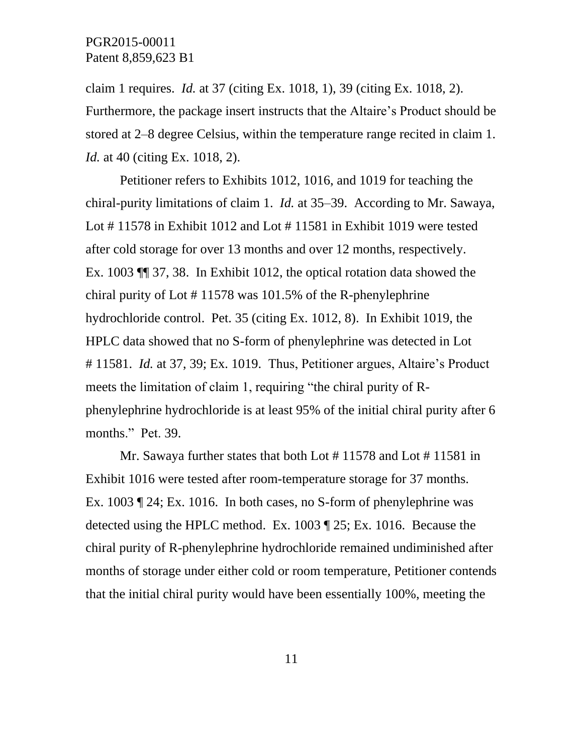claim 1 requires. *Id.* at 37 (citing Ex. 1018, 1), 39 (citing Ex. 1018, 2). Furthermore, the package insert instructs that the Altaire's Product should be stored at 2–8 degree Celsius, within the temperature range recited in claim 1. *Id.* at 40 (citing Ex. 1018, 2).

Petitioner refers to Exhibits 1012, 1016, and 1019 for teaching the chiral-purity limitations of claim 1. *Id.* at 35–39. According to Mr. Sawaya, Lot # 11578 in Exhibit 1012 and Lot # 11581 in Exhibit 1019 were tested after cold storage for over 13 months and over 12 months, respectively. Ex. 1003 ¶¶ 37, 38. In Exhibit 1012, the optical rotation data showed the chiral purity of Lot # 11578 was 101.5% of the R-phenylephrine hydrochloride control. Pet. 35 (citing Ex. 1012, 8). In Exhibit 1019, the HPLC data showed that no S-form of phenylephrine was detected in Lot # 11581. *Id.* at 37, 39; Ex. 1019. Thus, Petitioner argues, Altaire's Product meets the limitation of claim 1, requiring "the chiral purity of R-phenylephrine hydrochloride is at least 95% of the initial chiral purity after 6 months." Pet. 39.

Mr. Sawaya further states that both Lot # 11578 and Lot # 11581 in Exhibit 1016 were tested after room-temperature storage for 37 months. Ex. 1003 ¶ 24; Ex. 1016. In both cases, no S-form of phenylephrine was detected using the HPLC method. Ex. 1003 ¶ 25; Ex. 1016. Because the chiral purity of R-phenylephrine hydrochloride remained undiminished after months of storage under either cold or room temperature, Petitioner contends that the initial chiral purity would have been essentially 100%, meeting the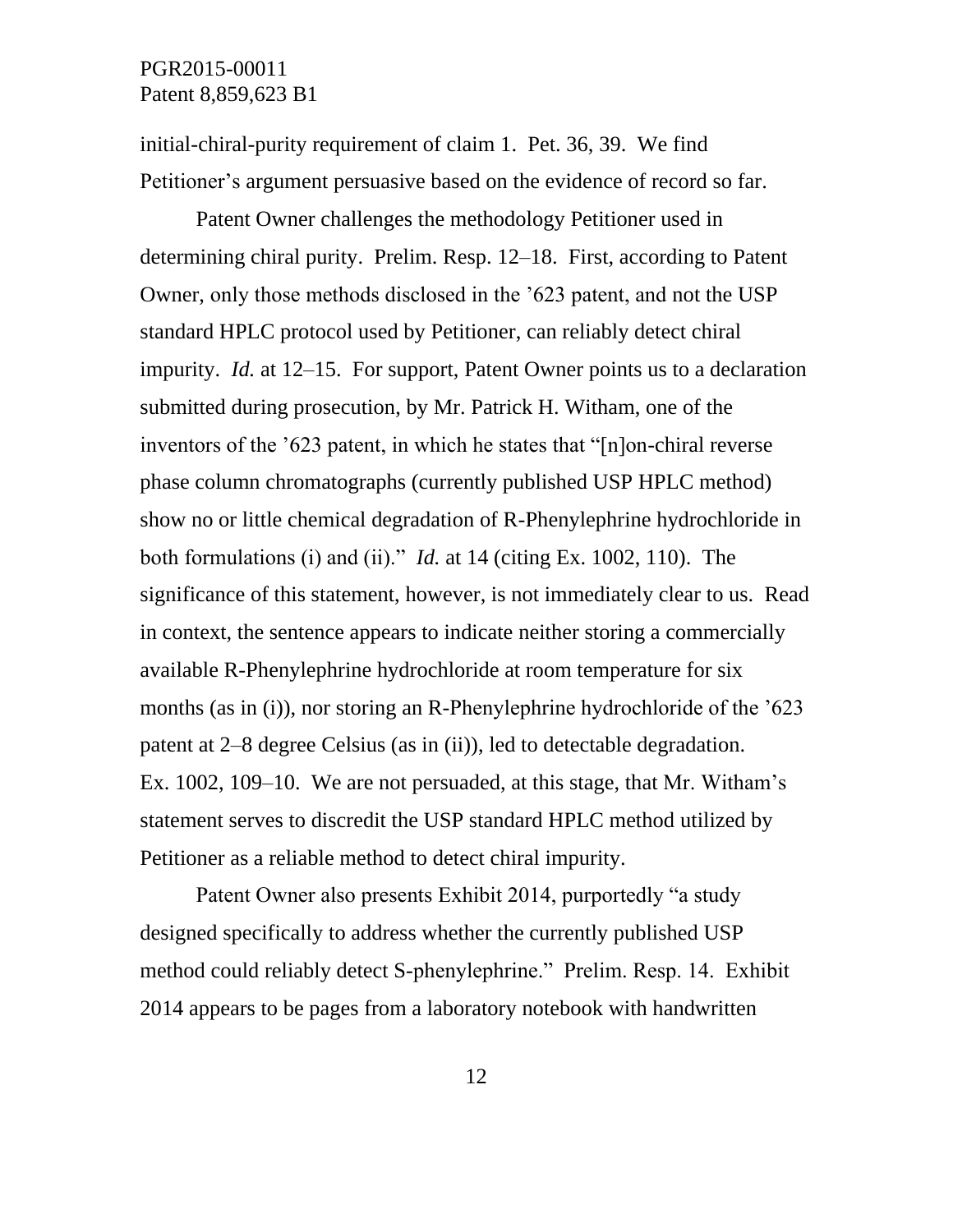initial-chiral-purity requirement of claim 1. Pet. 36, 39. We find Petitioner's argument persuasive based on the evidence of record so far.

Patent Owner challenges the methodology Petitioner used in determining chiral purity. Prelim. Resp. 12–18. First, according to Patent Owner, only those methods disclosed in the '623 patent, and not the USP standard HPLC protocol used by Petitioner, can reliably detect chiral impurity. *Id.* at 12–15. For support, Patent Owner points us to a declaration submitted during prosecution, by Mr. Patrick H. Witham, one of the inventors of the '623 patent, in which he states that "[n]on-chiral reverse phase column chromatographs (currently published USP HPLC method) show no or little chemical degradation of R-Phenylephrine hydrochloride in both formulations (i) and (ii)." *Id.* at 14 (citing Ex. 1002, 110). The significance of this statement, however, is not immediately clear to us. Read in context, the sentence appears to indicate neither storing a commercially available R-Phenylephrine hydrochloride at room temperature for six months (as in (i)), nor storing an R-Phenylephrine hydrochloride of the '623 patent at 2–8 degree Celsius (as in (ii)), led to detectable degradation. Ex. 1002, 109–10. We are not persuaded, at this stage, that Mr. Witham's statement serves to discredit the USP standard HPLC method utilized by Petitioner as a reliable method to detect chiral impurity.

Patent Owner also presents Exhibit 2014, purportedly "a study designed specifically to address whether the currently published USP method could reliably detect S-phenylephrine." Prelim. Resp. 14. Exhibit 2014 appears to be pages from a laboratory notebook with handwritten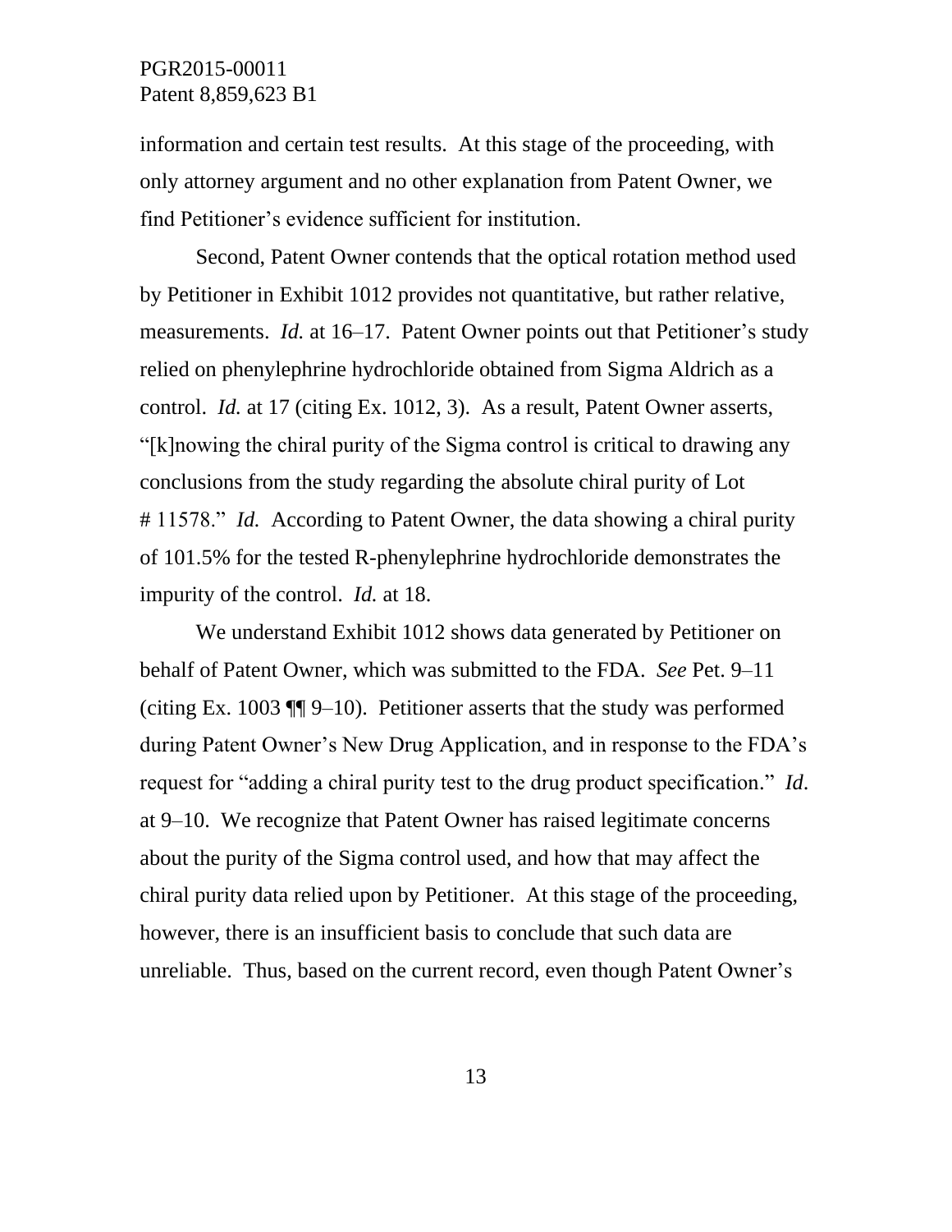information and certain test results. At this stage of the proceeding, with only attorney argument and no other explanation from Patent Owner, we find Petitioner's evidence sufficient for institution.

Second, Patent Owner contends that the optical rotation method used by Petitioner in Exhibit 1012 provides not quantitative, but rather relative, measurements. *Id.* at 16–17. Patent Owner points out that Petitioner's study relied on phenylephrine hydrochloride obtained from Sigma Aldrich as a control. *Id.* at 17 (citing Ex. 1012, 3). As a result, Patent Owner asserts, "[k]nowing the chiral purity of the Sigma control is critical to drawing any conclusions from the study regarding the absolute chiral purity of Lot # 11578." *Id.* According to Patent Owner, the data showing a chiral purity of 101.5% for the tested R-phenylephrine hydrochloride demonstrates the impurity of the control. *Id.* at 18.

We understand Exhibit 1012 shows data generated by Petitioner on behalf of Patent Owner, which was submitted to the FDA. *See* Pet. 9–11 (citing Ex. 1003 ¶¶ 9–10). Petitioner asserts that the study was performed during Patent Owner's New Drug Application, and in response to the FDA's request for "adding a chiral purity test to the drug product specification." *Id*. at 9–10. We recognize that Patent Owner has raised legitimate concerns about the purity of the Sigma control used, and how that may affect the chiral purity data relied upon by Petitioner. At this stage of the proceeding, however, there is an insufficient basis to conclude that such data are unreliable. Thus, based on the current record, even though Patent Owner's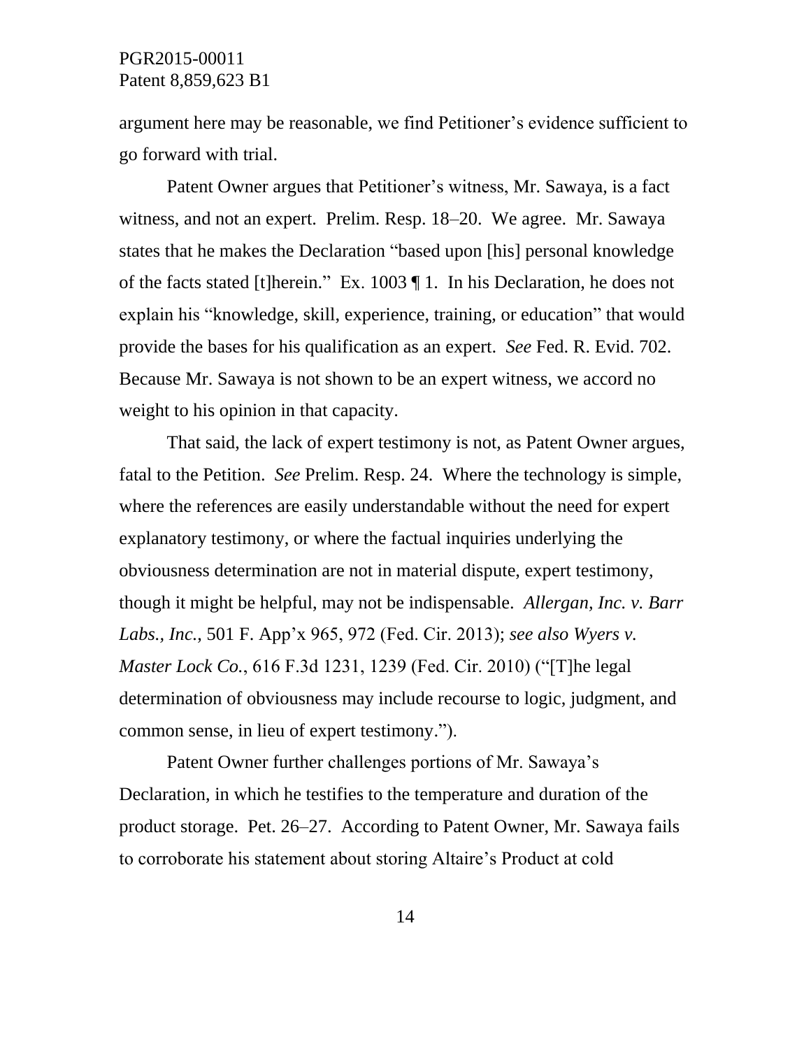argument here may be reasonable, we find Petitioner's evidence sufficient to go forward with trial.

Patent Owner argues that Petitioner's witness, Mr. Sawaya, is a fact witness, and not an expert. Prelim. Resp. 18–20. We agree. Mr. Sawaya states that he makes the Declaration "based upon [his] personal knowledge of the facts stated [t]herein." Ex. 1003 ¶ 1. In his Declaration, he does not explain his "knowledge, skill, experience, training, or education" that would provide the bases for his qualification as an expert. *See* Fed. R. Evid. 702. Because Mr. Sawaya is not shown to be an expert witness, we accord no weight to his opinion in that capacity.

That said, the lack of expert testimony is not, as Patent Owner argues, fatal to the Petition. *See* Prelim. Resp. 24. Where the technology is simple, where the references are easily understandable without the need for expert explanatory testimony, or where the factual inquiries underlying the obviousness determination are not in material dispute, expert testimony, though it might be helpful, may not be indispensable. *Allergan, Inc. v. Barr Labs., Inc.*, 501 F. App'x 965, 972 (Fed. Cir. 2013); *see also Wyers v. Master Lock Co.*, 616 F.3d 1231, 1239 (Fed. Cir. 2010) ("[T]he legal determination of obviousness may include recourse to logic, judgment, and common sense, in lieu of expert testimony.").

Patent Owner further challenges portions of Mr. Sawaya's Declaration, in which he testifies to the temperature and duration of the product storage. Pet. 26–27. According to Patent Owner, Mr. Sawaya fails to corroborate his statement about storing Altaire's Product at cold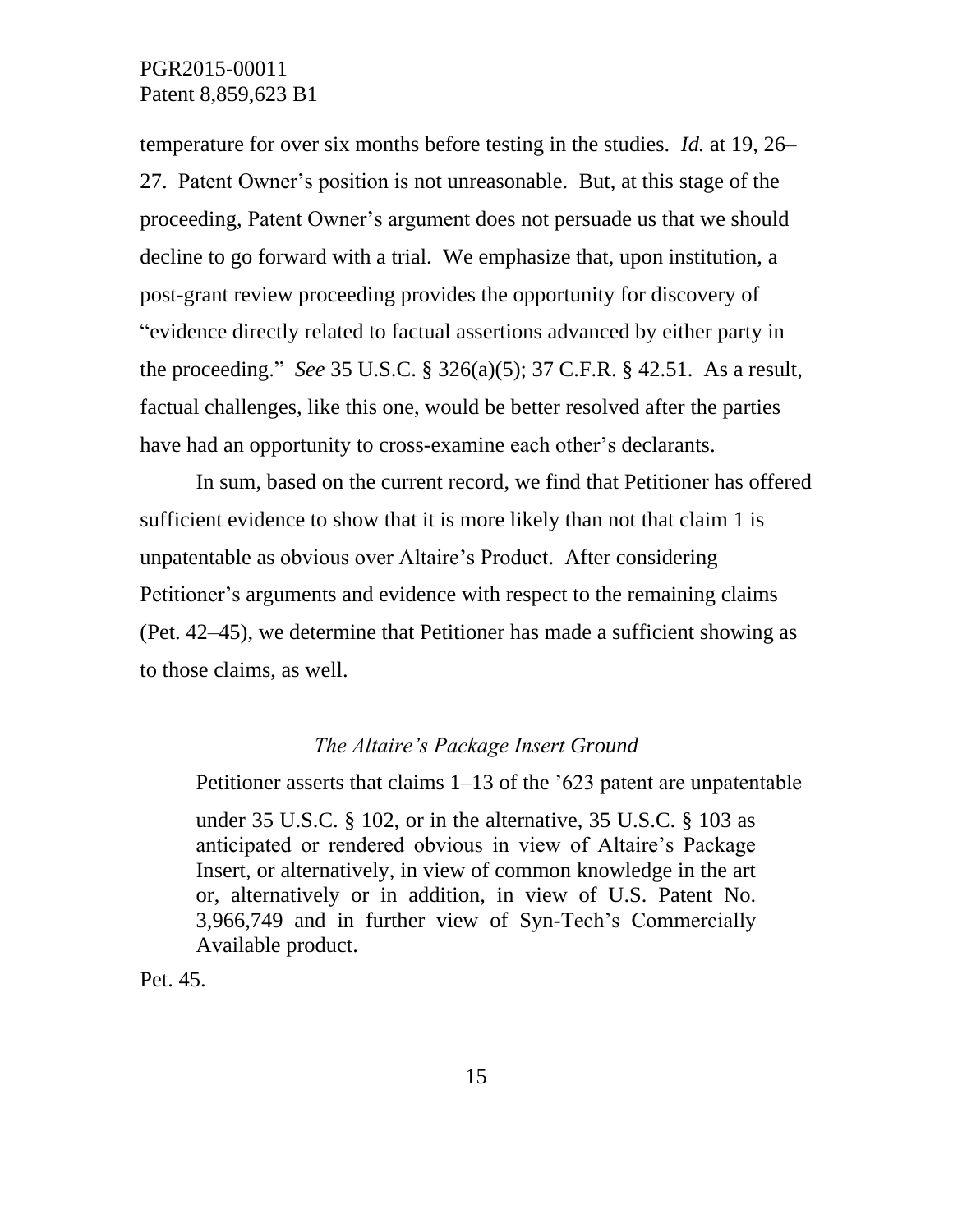temperature for over six months before testing in the studies. *Id.* at 19, 26–27. Patent Owner's position is not unreasonable. But, at this stage of the proceeding, Patent Owner's argument does not persuade us that we should decline to go forward with a trial. We emphasize that, upon institution, a post-grant review proceeding provides the opportunity for discovery of "evidence directly related to factual assertions advanced by either party in the proceeding." *See* 35 U.S.C. § 326(a)(5); 37 C.F.R. § 42.51. As a result, factual challenges, like this one, would be better resolved after the parties have had an opportunity to cross-examine each other's declarants.

In sum, based on the current record, we find that Petitioner has offered sufficient evidence to show that it is more likely than not that claim 1 is unpatentable as obvious over Altaire's Product. After considering Petitioner's arguments and evidence with respect to the remaining claims (Pet. 42–45), we determine that Petitioner has made a sufficient showing as to those claims, as well.

### *The Altaire's Package Insert Ground*

Petitioner asserts that claims 1–13 of the '623 patent are unpatentable

> under 35 U.S.C. § 102, or in the alternative, 35 U.S.C. § 103 as anticipated or rendered obvious in view of Altaire's Package Insert, or alternatively, in view of common knowledge in the art or, alternatively or in addition, in view of U.S. Patent No. 3,966,749 and in further view of Syn-Tech's Commercially Available product.

Pet. 45.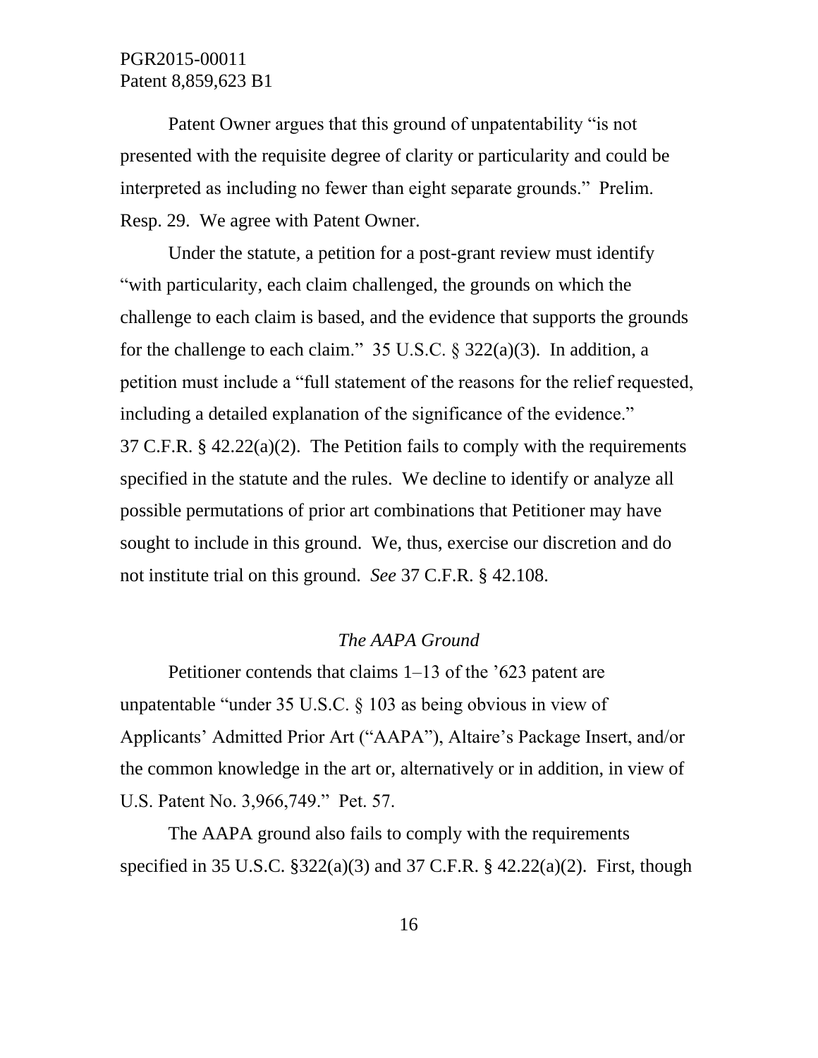Patent Owner argues that this ground of unpatentability "is not presented with the requisite degree of clarity or particularity and could be interpreted as including no fewer than eight separate grounds." Prelim. Resp. 29. We agree with Patent Owner.

Under the statute, a petition for a post-grant review must identify "with particularity, each claim challenged, the grounds on which the challenge to each claim is based, and the evidence that supports the grounds for the challenge to each claim." 35 U.S.C. § 322(a)(3). In addition, a petition must include a "full statement of the reasons for the relief requested, including a detailed explanation of the significance of the evidence." 37 C.F.R. § 42.22(a)(2). The Petition fails to comply with the requirements specified in the statute and the rules. We decline to identify or analyze all possible permutations of prior art combinations that Petitioner may have sought to include in this ground. We, thus, exercise our discretion and do not institute trial on this ground. *See* 37 C.F.R. § 42.108.

*The AAPA Ground*

Petitioner contends that claims 1–13 of the '623 patent are unpatentable "under 35 U.S.C. § 103 as being obvious in view of Applicants' Admitted Prior Art ("AAPA"), Altaire's Package Insert, and/or the common knowledge in the art or, alternatively or in addition, in view of U.S. Patent No. 3,966,749." Pet. 57.

The AAPA ground also fails to comply with the requirements specified in 35 U.S.C. §322(a)(3) and 37 C.F.R. § 42.22(a)(2). First, though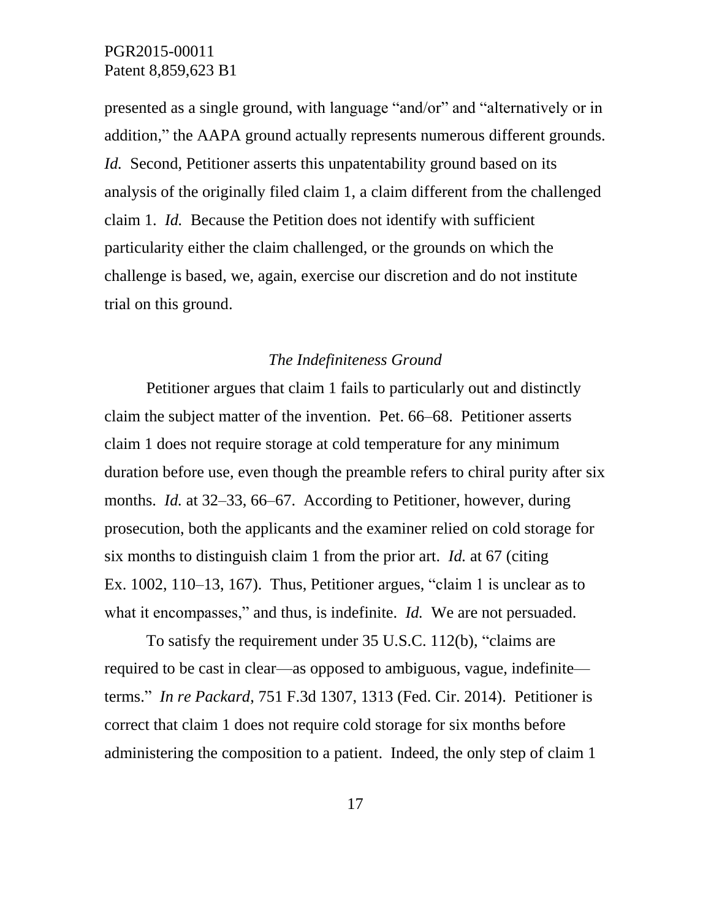presented as a single ground, with language "and/or" and "alternatively or in addition," the AAPA ground actually represents numerous different grounds. *Id.* Second, Petitioner asserts this unpatentability ground based on its analysis of the originally filed claim 1, a claim different from the challenged claim 1. *Id.* Because the Petition does not identify with sufficient particularity either the claim challenged, or the grounds on which the challenge is based, we, again, exercise our discretion and do not institute trial on this ground.

*The Indefiniteness Ground*

Petitioner argues that claim 1 fails to particularly out and distinctly claim the subject matter of the invention. Pet. 66–68. Petitioner asserts claim 1 does not require storage at cold temperature for any minimum duration before use, even though the preamble refers to chiral purity after six months. *Id.* at 32–33, 66–67. According to Petitioner, however, during prosecution, both the applicants and the examiner relied on cold storage for six months to distinguish claim 1 from the prior art. *Id.* at 67 (citing Ex. 1002, 110–13, 167). Thus, Petitioner argues, "claim 1 is unclear as to what it encompasses," and thus, is indefinite. *Id.* We are not persuaded.

To satisfy the requirement under 35 U.S.C. 112(b), "claims are required to be cast in clear—as opposed to ambiguous, vague, indefinite—terms." *In re Packard*, 751 F.3d 1307, 1313 (Fed. Cir. 2014). Petitioner is correct that claim 1 does not require cold storage for six months before administering the composition to a patient. Indeed, the only step of claim 1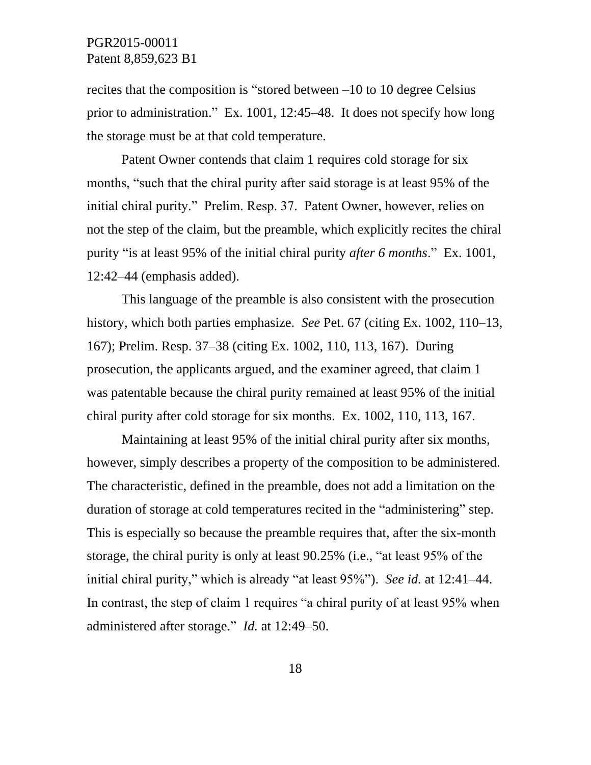recites that the composition is "stored between –10 to 10 degree Celsius prior to administration." Ex. 1001, 12:45–48. It does not specify how long the storage must be at that cold temperature.

Patent Owner contends that claim 1 requires cold storage for six months, "such that the chiral purity after said storage is at least 95% of the initial chiral purity." Prelim. Resp. 37. Patent Owner, however, relies on not the step of the claim, but the preamble, which explicitly recites the chiral purity "is at least 95% of the initial chiral purity *after 6 months*." Ex. 1001, 12:42–44 (emphasis added).

This language of the preamble is also consistent with the prosecution history, which both parties emphasize. *See* Pet. 67 (citing Ex. 1002, 110–13, 167); Prelim. Resp. 37–38 (citing Ex. 1002, 110, 113, 167). During prosecution, the applicants argued, and the examiner agreed, that claim 1 was patentable because the chiral purity remained at least 95% of the initial chiral purity after cold storage for six months. Ex. 1002, 110, 113, 167.

Maintaining at least 95% of the initial chiral purity after six months, however, simply describes a property of the composition to be administered. The characteristic, defined in the preamble, does not add a limitation on the duration of storage at cold temperatures recited in the "administering" step. This is especially so because the preamble requires that, after the six-month storage, the chiral purity is only at least 90.25% (i.e., "at least 95% of the initial chiral purity," which is already "at least 95%"). *See id.* at 12:41–44. In contrast, the step of claim 1 requires "a chiral purity of at least 95% when administered after storage." *Id.* at 12:49–50.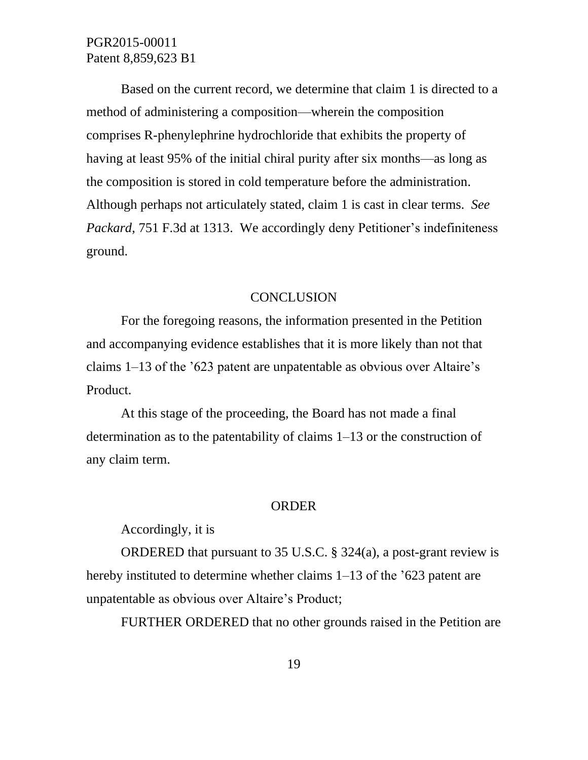Based on the current record, we determine that claim 1 is directed to a method of administering a composition—wherein the composition comprises R-phenylephrine hydrochloride that exhibits the property of having at least 95% of the initial chiral purity after six months—as long as the composition is stored in cold temperature before the administration. Although perhaps not articulately stated, claim 1 is cast in clear terms. *See Packard*, 751 F.3d at 1313. We accordingly deny Petitioner's indefiniteness ground.

## CONCLUSION

For the foregoing reasons, the information presented in the Petition and accompanying evidence establishes that it is more likely than not that claims 1–13 of the '623 patent are unpatentable as obvious over Altaire's Product.

At this stage of the proceeding, the Board has not made a final determination as to the patentability of claims 1–13 or the construction of any claim term.

## ORDER

Accordingly, it is

ORDERED that pursuant to 35 U.S.C. § 324(a), a post-grant review is hereby instituted to determine whether claims 1–13 of the '623 patent are unpatentable as obvious over Altaire's Product;

FURTHER ORDERED that no other grounds raised in the Petition are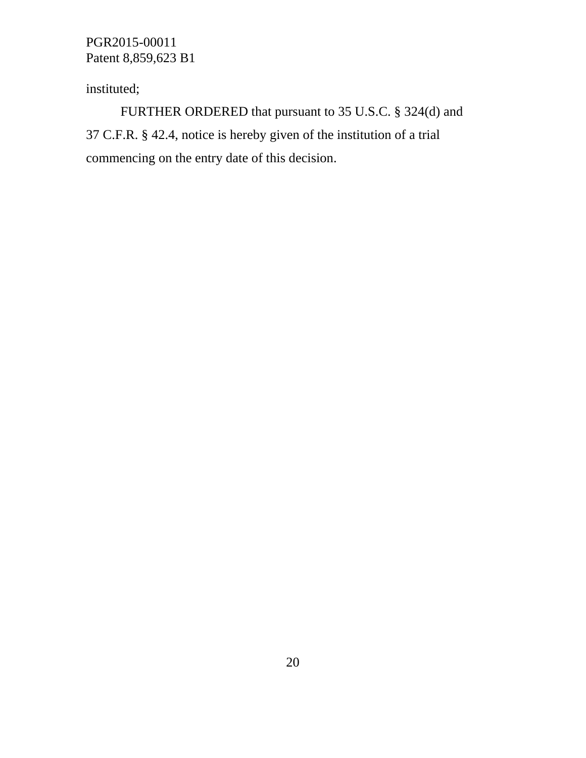instituted;

FURTHER ORDERED that pursuant to 35 U.S.C. § 324(d) and 37 C.F.R. § 42.4, notice is hereby given of the institution of a trial commencing on the entry date of this decision.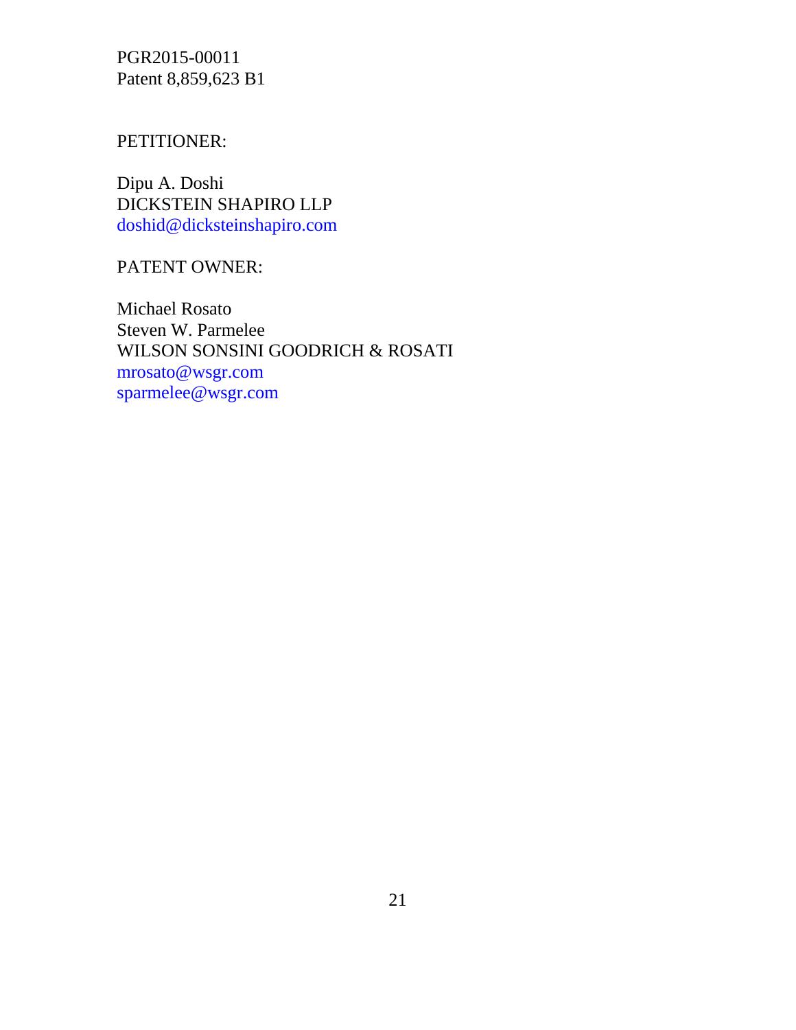PGR2015-00011
Patent 8,859,623 B1

PETITIONER:

Dipu A. Doshi
DICKSTEIN SHAPIRO LLP
doshid@dicksteinshapiro.com

PATENT OWNER:

Michael Rosato
Steven W. Parmelee
WILSON SONSINI GOODRICH & ROSATI
mrosato@wsgr.com
sparmelee@wsgr.com